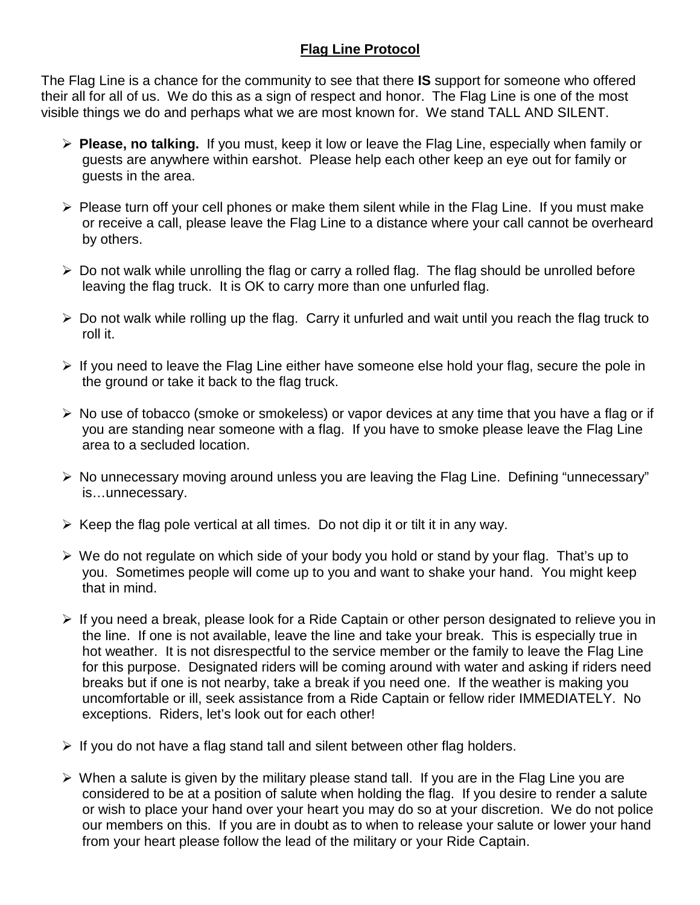# **Flag Line Protocol**

The Flag Line is a chance for the community to see that there **IS** support for someone who offered their all for all of us. We do this as a sign of respect and honor. The Flag Line is one of the most visible things we do and perhaps what we are most known for. We stand TALL AND SILENT.

- **Please, no talking.** If you must, keep it low or leave the Flag Line, especially when family or guests are anywhere within earshot. Please help each other keep an eye out for family or guests in the area.
- Please turn off your cell phones or make them silent while in the Flag Line. If you must make or receive a call, please leave the Flag Line to a distance where your call cannot be overheard by others.
- Do not walk while unrolling the flag or carry a rolled flag. The flag should be unrolled before leaving the flag truck. It is OK to carry more than one unfurled flag.
- Do not walk while rolling up the flag. Carry it unfurled and wait until you reach the flag truck to roll it.
- If you need to leave the Flag Line either have someone else hold your flag, secure the pole in the ground or take it back to the flag truck.
- No use of tobacco (smoke or smokeless) or vapor devices at any time that you have a flag or if you are standing near someone with a flag. If you have to smoke please leave the Flag Line area to a secluded location.
- No unnecessary moving around unless you are leaving the Flag Line. Defining "unnecessary" is…unnecessary.
- Keep the flag pole vertical at all times. Do not dip it or tilt it in any way.
- We do not regulate on which side of your body you hold or stand by your flag. That's up to you. Sometimes people will come up to you and want to shake your hand. You might keep that in mind.
- If you need a break, please look for a Ride Captain or other person designated to relieve you in the line. If one is not available, leave the line and take your break. This is especially true in hot weather. It is not disrespectful to the service member or the family to leave the Flag Line for this purpose. Designated riders will be coming around with water and asking if riders need breaks but if one is not nearby, take a break if you need one. If the weather is making you uncomfortable or ill, seek assistance from a Ride Captain or fellow rider IMMEDIATELY. No exceptions. Riders, let's look out for each other!
- If you do not have a flag stand tall and silent between other flag holders.
- When a salute is given by the military please stand tall. If you are in the Flag Line you are considered to be at a position of salute when holding the flag. If you desire to render a salute or wish to place your hand over your heart you may do so at your discretion. We do not police our members on this. If you are in doubt as to when to release your salute or lower your hand from your heart please follow the lead of the military or your Ride Captain.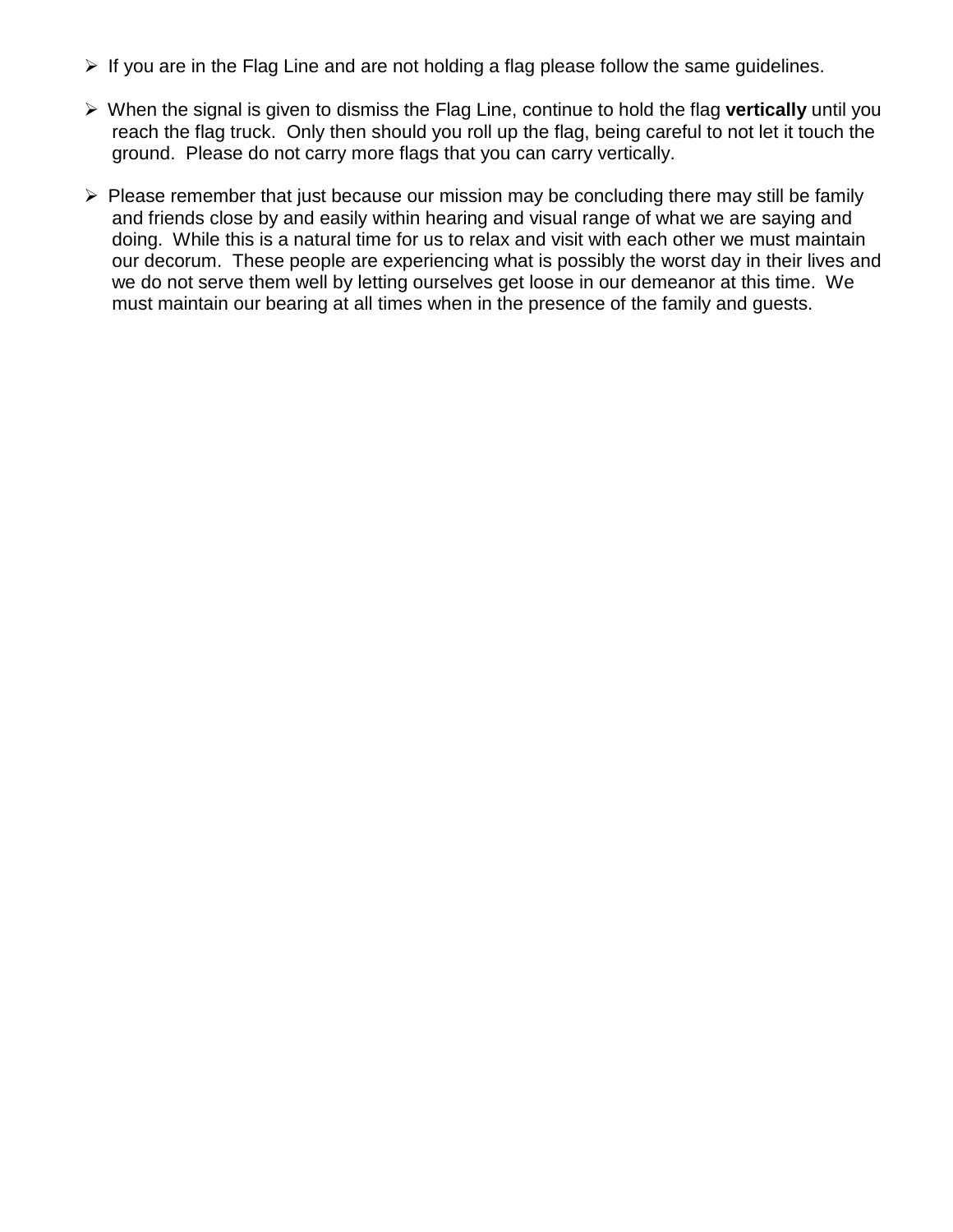- If you are in the Flag Line and are not holding a flag please follow the same guidelines.

- When the signal is given to dismiss the Flag Line, continue to hold the flag **vertically** until you reach the flag truck. Only then should you roll up the flag, being careful to not let it touch the ground. Please do not carry more flags that you can carry vertically.

- Please remember that just because our mission may be concluding there may still be family and friends close by and easily within hearing and visual range of what we are saying and doing. While this is a natural time for us to relax and visit with each other we must maintain our decorum. These people are experiencing what is possibly the worst day in their lives and we do not serve them well by letting ourselves get loose in our demeanor at this time. We must maintain our bearing at all times when in the presence of the family and guests.